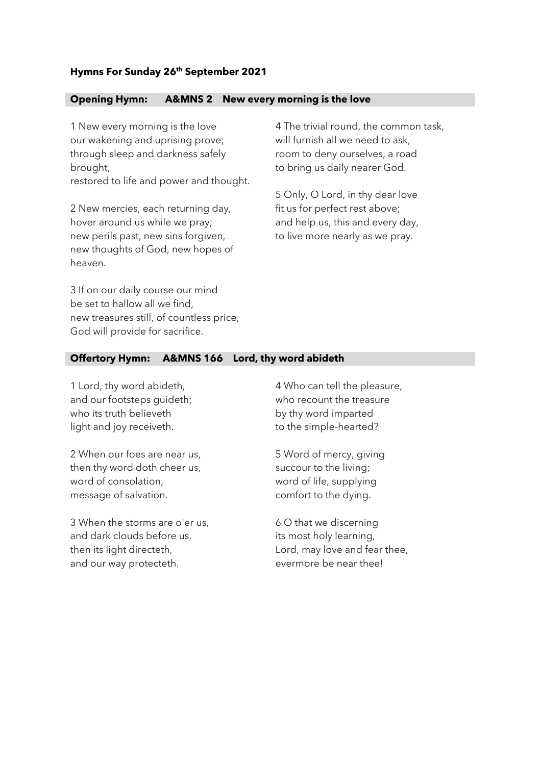**Hymns For Sunday 26th September 2021**

## Opening Hymn: A&MNS 2 New every morning is the love

1 New every morning is the love
our wakening and uprising prove;
through sleep and darkness safely brought,
restored to life and power and thought.

2 New mercies, each returning day,
hover around us while we pray;
new perils past, new sins forgiven,
new thoughts of God, new hopes of heaven.

3 If on our daily course our mind
be set to hallow all we find,
new treasures still, of countless price,
God will provide for sacrifice.

4 The trivial round, the common task,
will furnish all we need to ask,
room to deny ourselves, a road
to bring us daily nearer God.

5 Only, O Lord, in thy dear love
fit us for perfect rest above;
and help us, this and every day,
to live more nearly as we pray.

## Offertory Hymn: A&MNS 166 Lord, thy word abideth

1 Lord, thy word abideth,
and our footsteps guideth;
who its truth believeth
light and joy receiveth.

2 When our foes are near us,
then thy word doth cheer us,
word of consolation,
message of salvation.

3 When the storms are o'er us,
and dark clouds before us,
then its light directeth,
and our way protecteth.

4 Who can tell the pleasure,
who recount the treasure
by thy word imparted
to the simple-hearted?

5 Word of mercy, giving
succour to the living;
word of life, supplying
comfort to the dying.

6 O that we discerning
its most holy learning,
Lord, may love and fear thee,
evermore be near thee!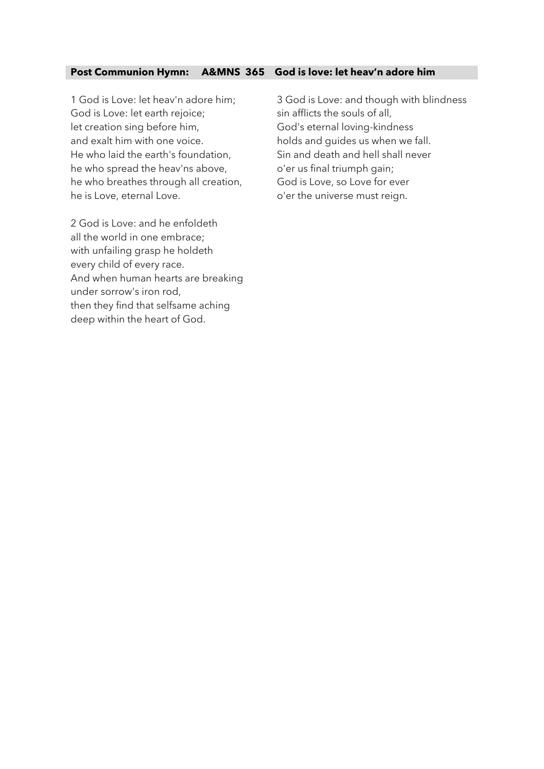**Post Communion Hymn: A&MNS 365 God is love: let heav'n adore him**

1 God is Love: let heav'n adore him;
God is Love: let earth rejoice;
let creation sing before him,
and exalt him with one voice.
He who laid the earth's foundation,
he who spread the heav'ns above,
he who breathes through all creation,
he is Love, eternal Love.

2 God is Love: and he enfoldeth
all the world in one embrace;
with unfailing grasp he holdeth
every child of every race.
And when human hearts are breaking
under sorrow's iron rod,
then they find that selfsame aching
deep within the heart of God.

3 God is Love: and though with blindness
sin afflicts the souls of all,
God's eternal loving-kindness
holds and guides us when we fall.
Sin and death and hell shall never
o'er us final triumph gain;
God is Love, so Love for ever
o'er the universe must reign.